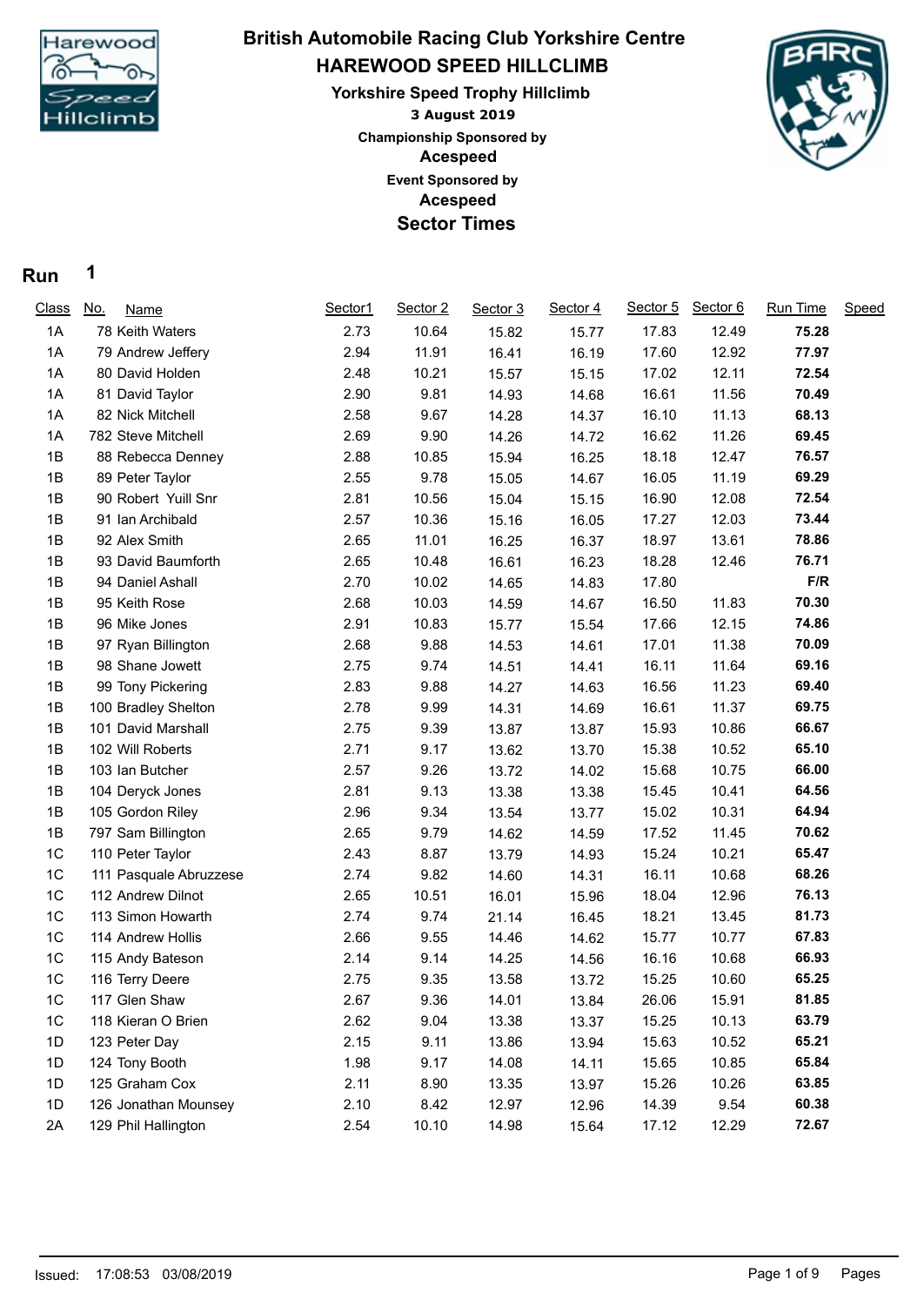# British Automobile Racing Club Yorkshire Centre

## HAREWOOD SPEED HILLCLIMB

### Yorkshire Speed Trophy Hillclimb

**3 August 2019**

**Championship Sponsored by**

**Acespeed**

**Event Sponsored by**

**Acespeed**

## Sector Times

**Run 1**

| Class | No. | Name | Sector1 | Sector 2 | Sector 3 | Sector 4 | Sector 5 | Sector 6 | Run Time | Speed |
|---|---|---|---|---|---|---|---|---|---|---|
| 1A | 78 | Keith Waters | 2.73 | 10.64 | 15.82 | 15.77 | 17.83 | 12.49 | **75.28** | |
| 1A | 79 | Andrew Jeffery | 2.94 | 11.91 | 16.41 | 16.19 | 17.60 | 12.92 | **77.97** | |
| 1A | 80 | David Holden | 2.48 | 10.21 | 15.57 | 15.15 | 17.02 | 12.11 | **72.54** | |
| 1A | 81 | David Taylor | 2.90 | 9.81 | 14.93 | 14.68 | 16.61 | 11.56 | **70.49** | |
| 1A | 82 | Nick Mitchell | 2.58 | 9.67 | 14.28 | 14.37 | 16.10 | 11.13 | **68.13** | |
| 1A | 782 | Steve Mitchell | 2.69 | 9.90 | 14.26 | 14.72 | 16.62 | 11.26 | **69.45** | |
| 1B | 88 | Rebecca Denney | 2.88 | 10.85 | 15.94 | 16.25 | 18.18 | 12.47 | **76.57** | |
| 1B | 89 | Peter Taylor | 2.55 | 9.78 | 15.05 | 14.67 | 16.05 | 11.19 | **69.29** | |
| 1B | 90 | Robert Yuill Snr | 2.81 | 10.56 | 15.04 | 15.15 | 16.90 | 12.08 | **72.54** | |
| 1B | 91 | Ian Archibald | 2.57 | 10.36 | 15.16 | 16.05 | 17.27 | 12.03 | **73.44** | |
| 1B | 92 | Alex Smith | 2.65 | 11.01 | 16.25 | 16.37 | 18.97 | 13.61 | **78.86** | |
| 1B | 93 | David Baumforth | 2.65 | 10.48 | 16.61 | 16.23 | 18.28 | 12.46 | **76.71** | |
| 1B | 94 | Daniel Ashall | 2.70 | 10.02 | 14.65 | 14.83 | 17.80 | | **F/R** | |
| 1B | 95 | Keith Rose | 2.68 | 10.03 | 14.59 | 14.67 | 16.50 | 11.83 | **70.30** | |
| 1B | 96 | Mike Jones | 2.91 | 10.83 | 15.77 | 15.54 | 17.66 | 12.15 | **74.86** | |
| 1B | 97 | Ryan Billington | 2.68 | 9.88 | 14.53 | 14.61 | 17.01 | 11.38 | **70.09** | |
| 1B | 98 | Shane Jowett | 2.75 | 9.74 | 14.51 | 14.41 | 16.11 | 11.64 | **69.16** | |
| 1B | 99 | Tony Pickering | 2.83 | 9.88 | 14.27 | 14.63 | 16.56 | 11.23 | **69.40** | |
| 1B | 100 | Bradley Shelton | 2.78 | 9.99 | 14.31 | 14.69 | 16.61 | 11.37 | **69.75** | |
| 1B | 101 | David Marshall | 2.75 | 9.39 | 13.87 | 13.87 | 15.93 | 10.86 | **66.67** | |
| 1B | 102 | Will Roberts | 2.71 | 9.17 | 13.62 | 13.70 | 15.38 | 10.52 | **65.10** | |
| 1B | 103 | Ian Butcher | 2.57 | 9.26 | 13.72 | 14.02 | 15.68 | 10.75 | **66.00** | |
| 1B | 104 | Deryck Jones | 2.81 | 9.13 | 13.38 | 13.38 | 15.45 | 10.41 | **64.56** | |
| 1B | 105 | Gordon Riley | 2.96 | 9.34 | 13.54 | 13.77 | 15.02 | 10.31 | **64.94** | |
| 1B | 797 | Sam Billington | 2.65 | 9.79 | 14.62 | 14.59 | 17.52 | 11.45 | **70.62** | |
| 1C | 110 | Peter Taylor | 2.43 | 8.87 | 13.79 | 14.93 | 15.24 | 10.21 | **65.47** | |
| 1C | 111 | Pasquale Abruzzese | 2.74 | 9.82 | 14.60 | 14.31 | 16.11 | 10.68 | **68.26** | |
| 1C | 112 | Andrew Dilnot | 2.65 | 10.51 | 16.01 | 15.96 | 18.04 | 12.96 | **76.13** | |
| 1C | 113 | Simon Howarth | 2.74 | 9.74 | 21.14 | 16.45 | 18.21 | 13.45 | **81.73** | |
| 1C | 114 | Andrew Hollis | 2.66 | 9.55 | 14.46 | 14.62 | 15.77 | 10.77 | **67.83** | |
| 1C | 115 | Andy Bateson | 2.14 | 9.14 | 14.25 | 14.56 | 16.16 | 10.68 | **66.93** | |
| 1C | 116 | Terry Deere | 2.75 | 9.35 | 13.58 | 13.72 | 15.25 | 10.60 | **65.25** | |
| 1C | 117 | Glen Shaw | 2.67 | 9.36 | 14.01 | 13.84 | 26.06 | 15.91 | **81.85** | |
| 1C | 118 | Kieran O Brien | 2.62 | 9.04 | 13.38 | 13.37 | 15.25 | 10.13 | **63.79** | |
| 1D | 123 | Peter Day | 2.15 | 9.11 | 13.86 | 13.94 | 15.63 | 10.52 | **65.21** | |
| 1D | 124 | Tony Booth | 1.98 | 9.17 | 14.08 | 14.11 | 15.65 | 10.85 | **65.84** | |
| 1D | 125 | Graham Cox | 2.11 | 8.90 | 13.35 | 13.97 | 15.26 | 10.26 | **63.85** | |
| 1D | 126 | Jonathan Mounsey | 2.10 | 8.42 | 12.97 | 12.96 | 14.39 | 9.54 | **60.38** | |
| 2A | 129 | Phil Hallington | 2.54 | 10.10 | 14.98 | 15.64 | 17.12 | 12.29 | **72.67** | |

Issued: 17:08:53 03/08/2019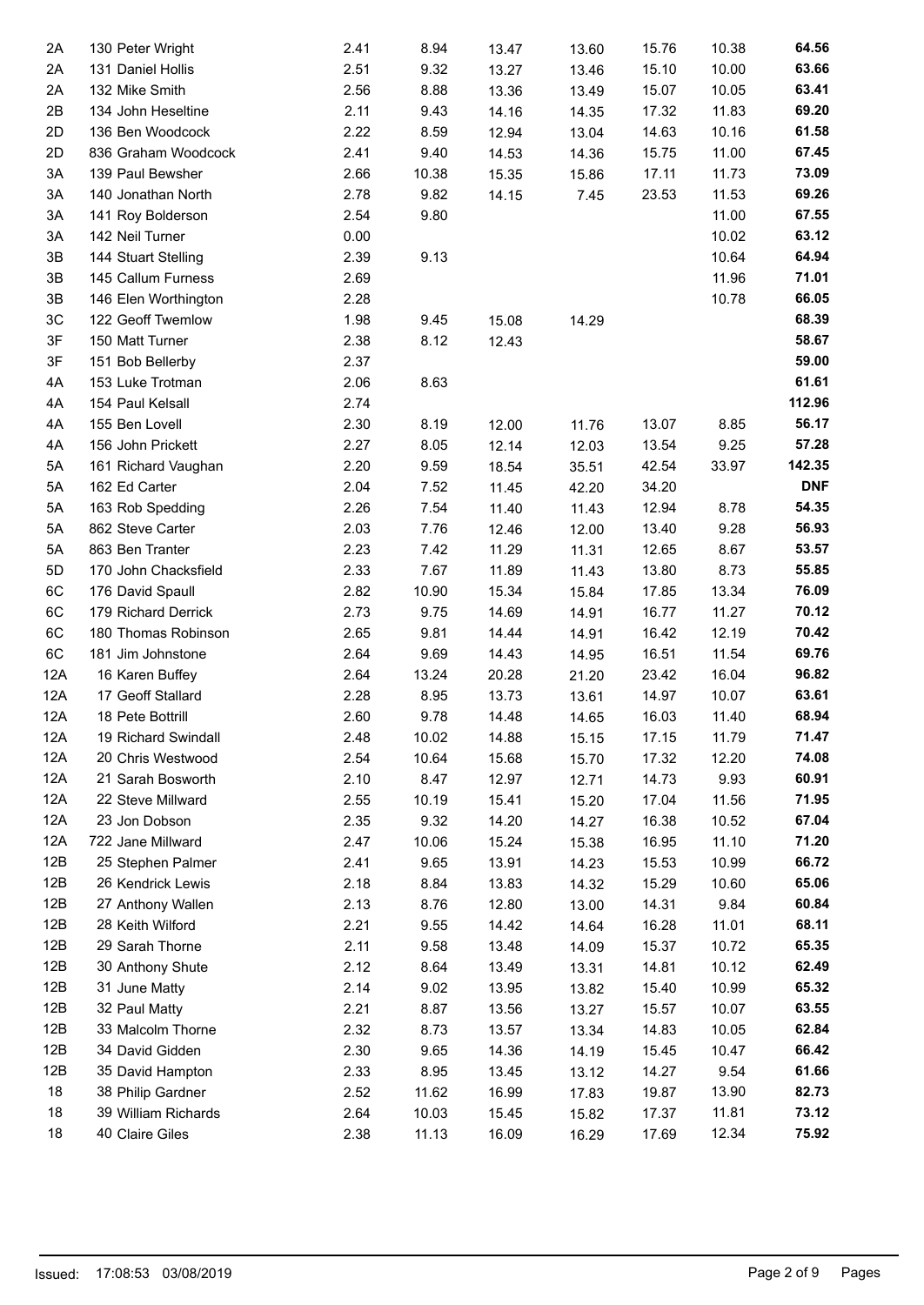| | | | | | | | | |
|---|---|---|---|---|---|---|---|---|
| 2A | 130 Peter Wright | 2.41 | 8.94 | 13.47 | 13.60 | 15.76 | 10.38 | **64.56** |
| 2A | 131 Daniel Hollis | 2.51 | 9.32 | 13.27 | 13.46 | 15.10 | 10.00 | **63.66** |
| 2A | 132 Mike Smith | 2.56 | 8.88 | 13.36 | 13.49 | 15.07 | 10.05 | **63.41** |
| 2B | 134 John Heseltine | 2.11 | 9.43 | 14.16 | 14.35 | 17.32 | 11.83 | **69.20** |
| 2D | 136 Ben Woodcock | 2.22 | 8.59 | 12.94 | 13.04 | 14.63 | 10.16 | **61.58** |
| 2D | 836 Graham Woodcock | 2.41 | 9.40 | 14.53 | 14.36 | 15.75 | 11.00 | **67.45** |
| 3A | 139 Paul Bewsher | 2.66 | 10.38 | 15.35 | 15.86 | 17.11 | 11.73 | **73.09** |
| 3A | 140 Jonathan North | 2.78 | 9.82 | 14.15 | 7.45 | 23.53 | 11.53 | **69.26** |
| 3A | 141 Roy Bolderson | 2.54 | 9.80 | | | | 11.00 | **67.55** |
| 3A | 142 Neil Turner | 0.00 | | | | | 10.02 | **63.12** |
| 3B | 144 Stuart Stelling | 2.39 | 9.13 | | | | 10.64 | **64.94** |
| 3B | 145 Callum Furness | 2.69 | | | | | 11.96 | **71.01** |
| 3B | 146 Elen Worthington | 2.28 | | | | | 10.78 | **66.05** |
| 3C | 122 Geoff Twemlow | 1.98 | 9.45 | 15.08 | 14.29 | | | **68.39** |
| 3F | 150 Matt Turner | 2.38 | 8.12 | 12.43 | | | | **58.67** |
| 3F | 151 Bob Bellerby | 2.37 | | | | | | **59.00** |
| 4A | 153 Luke Trotman | 2.06 | 8.63 | | | | | **61.61** |
| 4A | 154 Paul Kelsall | 2.74 | | | | | | **112.96** |
| 4A | 155 Ben Lovell | 2.30 | 8.19 | 12.00 | 11.76 | 13.07 | 8.85 | **56.17** |
| 4A | 156 John Prickett | 2.27 | 8.05 | 12.14 | 12.03 | 13.54 | 9.25 | **57.28** |
| 5A | 161 Richard Vaughan | 2.20 | 9.59 | 18.54 | 35.51 | 42.54 | 33.97 | **142.35** |
| 5A | 162 Ed Carter | 2.04 | 7.52 | 11.45 | 42.20 | 34.20 | | **DNF** |
| 5A | 163 Rob Spedding | 2.26 | 7.54 | 11.40 | 11.43 | 12.94 | 8.78 | **54.35** |
| 5A | 862 Steve Carter | 2.03 | 7.76 | 12.46 | 12.00 | 13.40 | 9.28 | **56.93** |
| 5A | 863 Ben Tranter | 2.23 | 7.42 | 11.29 | 11.31 | 12.65 | 8.67 | **53.57** |
| 5D | 170 John Chacksfield | 2.33 | 7.67 | 11.89 | 11.43 | 13.80 | 8.73 | **55.85** |
| 6C | 176 David Spaull | 2.82 | 10.90 | 15.34 | 15.84 | 17.85 | 13.34 | **76.09** |
| 6C | 179 Richard Derrick | 2.73 | 9.75 | 14.69 | 14.91 | 16.77 | 11.27 | **70.12** |
| 6C | 180 Thomas Robinson | 2.65 | 9.81 | 14.44 | 14.91 | 16.42 | 12.19 | **70.42** |
| 6C | 181 Jim Johnstone | 2.64 | 9.69 | 14.43 | 14.95 | 16.51 | 11.54 | **69.76** |
| 12A | 16 Karen Buffey | 2.64 | 13.24 | 20.28 | 21.20 | 23.42 | 16.04 | **96.82** |
| 12A | 17 Geoff Stallard | 2.28 | 8.95 | 13.73 | 13.61 | 14.97 | 10.07 | **63.61** |
| 12A | 18 Pete Bottrill | 2.60 | 9.78 | 14.48 | 14.65 | 16.03 | 11.40 | **68.94** |
| 12A | 19 Richard Swindall | 2.48 | 10.02 | 14.88 | 15.15 | 17.15 | 11.79 | **71.47** |
| 12A | 20 Chris Westwood | 2.54 | 10.64 | 15.68 | 15.70 | 17.32 | 12.20 | **74.08** |
| 12A | 21 Sarah Bosworth | 2.10 | 8.47 | 12.97 | 12.71 | 14.73 | 9.93 | **60.91** |
| 12A | 22 Steve Millward | 2.55 | 10.19 | 15.41 | 15.20 | 17.04 | 11.56 | **71.95** |
| 12A | 23 Jon Dobson | 2.35 | 9.32 | 14.20 | 14.27 | 16.38 | 10.52 | **67.04** |
| 12A | 722 Jane Millward | 2.47 | 10.06 | 15.24 | 15.38 | 16.95 | 11.10 | **71.20** |
| 12B | 25 Stephen Palmer | 2.41 | 9.65 | 13.91 | 14.23 | 15.53 | 10.99 | **66.72** |
| 12B | 26 Kendrick Lewis | 2.18 | 8.84 | 13.83 | 14.32 | 15.29 | 10.60 | **65.06** |
| 12B | 27 Anthony Wallen | 2.13 | 8.76 | 12.80 | 13.00 | 14.31 | 9.84 | **60.84** |
| 12B | 28 Keith Wilford | 2.21 | 9.55 | 14.42 | 14.64 | 16.28 | 11.01 | **68.11** |
| 12B | 29 Sarah Thorne | 2.11 | 9.58 | 13.48 | 14.09 | 15.37 | 10.72 | **65.35** |
| 12B | 30 Anthony Shute | 2.12 | 8.64 | 13.49 | 13.31 | 14.81 | 10.12 | **62.49** |
| 12B | 31 June Matty | 2.14 | 9.02 | 13.95 | 13.82 | 15.40 | 10.99 | **65.32** |
| 12B | 32 Paul Matty | 2.21 | 8.87 | 13.56 | 13.27 | 15.57 | 10.07 | **63.55** |
| 12B | 33 Malcolm Thorne | 2.32 | 8.73 | 13.57 | 13.34 | 14.83 | 10.05 | **62.84** |
| 12B | 34 David Gidden | 2.30 | 9.65 | 14.36 | 14.19 | 15.45 | 10.47 | **66.42** |
| 12B | 35 David Hampton | 2.33 | 8.95 | 13.45 | 13.12 | 14.27 | 9.54 | **61.66** |
| 18 | 38 Philip Gardner | 2.52 | 11.62 | 16.99 | 17.83 | 19.87 | 13.90 | **82.73** |
| 18 | 39 William Richards | 2.64 | 10.03 | 15.45 | 15.82 | 17.37 | 11.81 | **73.12** |
| 18 | 40 Claire Giles | 2.38 | 11.13 | 16.09 | 16.29 | 17.69 | 12.34 | **75.92** |

Issued: 17:08:53 03/08/2019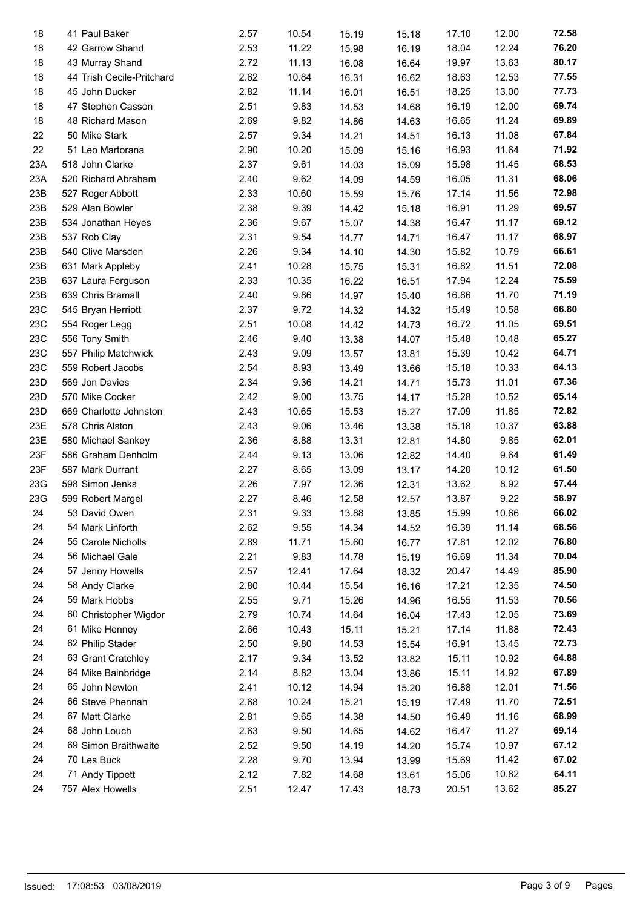| | | | | | | | | |
|---|---|---|---|---|---|---|---|---|
| 18 | 41 Paul Baker | 2.57 | 10.54 | 15.19 | 15.18 | 17.10 | 12.00 | **72.58** |
| 18 | 42 Garrow Shand | 2.53 | 11.22 | 15.98 | 16.19 | 18.04 | 12.24 | **76.20** |
| 18 | 43 Murray Shand | 2.72 | 11.13 | 16.08 | 16.64 | 19.97 | 13.63 | **80.17** |
| 18 | 44 Trish Cecile-Pritchard | 2.62 | 10.84 | 16.31 | 16.62 | 18.63 | 12.53 | **77.55** |
| 18 | 45 John Ducker | 2.82 | 11.14 | 16.01 | 16.51 | 18.25 | 13.00 | **77.73** |
| 18 | 47 Stephen Casson | 2.51 | 9.83 | 14.53 | 14.68 | 16.19 | 12.00 | **69.74** |
| 18 | 48 Richard Mason | 2.69 | 9.82 | 14.86 | 14.63 | 16.65 | 11.24 | **69.89** |
| 22 | 50 Mike Stark | 2.57 | 9.34 | 14.21 | 14.51 | 16.13 | 11.08 | **67.84** |
| 22 | 51 Leo Martorana | 2.90 | 10.20 | 15.09 | 15.16 | 16.93 | 11.64 | **71.92** |
| 23A | 518 John Clarke | 2.37 | 9.61 | 14.03 | 15.09 | 15.98 | 11.45 | **68.53** |
| 23A | 520 Richard Abraham | 2.40 | 9.62 | 14.09 | 14.59 | 16.05 | 11.31 | **68.06** |
| 23B | 527 Roger Abbott | 2.33 | 10.60 | 15.59 | 15.76 | 17.14 | 11.56 | **72.98** |
| 23B | 529 Alan Bowler | 2.38 | 9.39 | 14.42 | 15.18 | 16.91 | 11.29 | **69.57** |
| 23B | 534 Jonathan Heyes | 2.36 | 9.67 | 15.07 | 14.38 | 16.47 | 11.17 | **69.12** |
| 23B | 537 Rob Clay | 2.31 | 9.54 | 14.77 | 14.71 | 16.47 | 11.17 | **68.97** |
| 23B | 540 Clive Marsden | 2.26 | 9.34 | 14.10 | 14.30 | 15.82 | 10.79 | **66.61** |
| 23B | 631 Mark Appleby | 2.41 | 10.28 | 15.75 | 15.31 | 16.82 | 11.51 | **72.08** |
| 23B | 637 Laura Ferguson | 2.33 | 10.35 | 16.22 | 16.51 | 17.94 | 12.24 | **75.59** |
| 23B | 639 Chris Bramall | 2.40 | 9.86 | 14.97 | 15.40 | 16.86 | 11.70 | **71.19** |
| 23C | 545 Bryan Herriott | 2.37 | 9.72 | 14.32 | 14.32 | 15.49 | 10.58 | **66.80** |
| 23C | 554 Roger Legg | 2.51 | 10.08 | 14.42 | 14.73 | 16.72 | 11.05 | **69.51** |
| 23C | 556 Tony Smith | 2.46 | 9.40 | 13.38 | 14.07 | 15.48 | 10.48 | **65.27** |
| 23C | 557 Philip Matchwick | 2.43 | 9.09 | 13.57 | 13.81 | 15.39 | 10.42 | **64.71** |
| 23C | 559 Robert Jacobs | 2.54 | 8.93 | 13.49 | 13.66 | 15.18 | 10.33 | **64.13** |
| 23D | 569 Jon Davies | 2.34 | 9.36 | 14.21 | 14.71 | 15.73 | 11.01 | **67.36** |
| 23D | 570 Mike Cocker | 2.42 | 9.00 | 13.75 | 14.17 | 15.28 | 10.52 | **65.14** |
| 23D | 669 Charlotte Johnston | 2.43 | 10.65 | 15.53 | 15.27 | 17.09 | 11.85 | **72.82** |
| 23E | 578 Chris Alston | 2.43 | 9.06 | 13.46 | 13.38 | 15.18 | 10.37 | **63.88** |
| 23E | 580 Michael Sankey | 2.36 | 8.88 | 13.31 | 12.81 | 14.80 | 9.85 | **62.01** |
| 23F | 586 Graham Denholm | 2.44 | 9.13 | 13.06 | 12.82 | 14.40 | 9.64 | **61.49** |
| 23F | 587 Mark Durrant | 2.27 | 8.65 | 13.09 | 13.17 | 14.20 | 10.12 | **61.50** |
| 23G | 598 Simon Jenks | 2.26 | 7.97 | 12.36 | 12.31 | 13.62 | 8.92 | **57.44** |
| 23G | 599 Robert Margel | 2.27 | 8.46 | 12.58 | 12.57 | 13.87 | 9.22 | **58.97** |
| 24 | 53 David Owen | 2.31 | 9.33 | 13.88 | 13.85 | 15.99 | 10.66 | **66.02** |
| 24 | 54 Mark Linforth | 2.62 | 9.55 | 14.34 | 14.52 | 16.39 | 11.14 | **68.56** |
| 24 | 55 Carole Nicholls | 2.89 | 11.71 | 15.60 | 16.77 | 17.81 | 12.02 | **76.80** |
| 24 | 56 Michael Gale | 2.21 | 9.83 | 14.78 | 15.19 | 16.69 | 11.34 | **70.04** |
| 24 | 57 Jenny Howells | 2.57 | 12.41 | 17.64 | 18.32 | 20.47 | 14.49 | **85.90** |
| 24 | 58 Andy Clarke | 2.80 | 10.44 | 15.54 | 16.16 | 17.21 | 12.35 | **74.50** |
| 24 | 59 Mark Hobbs | 2.55 | 9.71 | 15.26 | 14.96 | 16.55 | 11.53 | **70.56** |
| 24 | 60 Christopher Wigdor | 2.79 | 10.74 | 14.64 | 16.04 | 17.43 | 12.05 | **73.69** |
| 24 | 61 Mike Henney | 2.66 | 10.43 | 15.11 | 15.21 | 17.14 | 11.88 | **72.43** |
| 24 | 62 Philip Stader | 2.50 | 9.80 | 14.53 | 15.54 | 16.91 | 13.45 | **72.73** |
| 24 | 63 Grant Cratchley | 2.17 | 9.34 | 13.52 | 13.82 | 15.11 | 10.92 | **64.88** |
| 24 | 64 Mike Bainbridge | 2.14 | 8.82 | 13.04 | 13.86 | 15.11 | 14.92 | **67.89** |
| 24 | 65 John Newton | 2.41 | 10.12 | 14.94 | 15.20 | 16.88 | 12.01 | **71.56** |
| 24 | 66 Steve Phennah | 2.68 | 10.24 | 15.21 | 15.19 | 17.49 | 11.70 | **72.51** |
| 24 | 67 Matt Clarke | 2.81 | 9.65 | 14.38 | 14.50 | 16.49 | 11.16 | **68.99** |
| 24 | 68 John Louch | 2.63 | 9.50 | 14.65 | 14.62 | 16.47 | 11.27 | **69.14** |
| 24 | 69 Simon Braithwaite | 2.52 | 9.50 | 14.19 | 14.20 | 15.74 | 10.97 | **67.12** |
| 24 | 70 Les Buck | 2.28 | 9.70 | 13.94 | 13.99 | 15.69 | 11.42 | **67.02** |
| 24 | 71 Andy Tippett | 2.12 | 7.82 | 14.68 | 13.61 | 15.06 | 10.82 | **64.11** |
| 24 | 757 Alex Howells | 2.51 | 12.47 | 17.43 | 18.73 | 20.51 | 13.62 | **85.27** |

Issued: 17:08:53 03/08/2019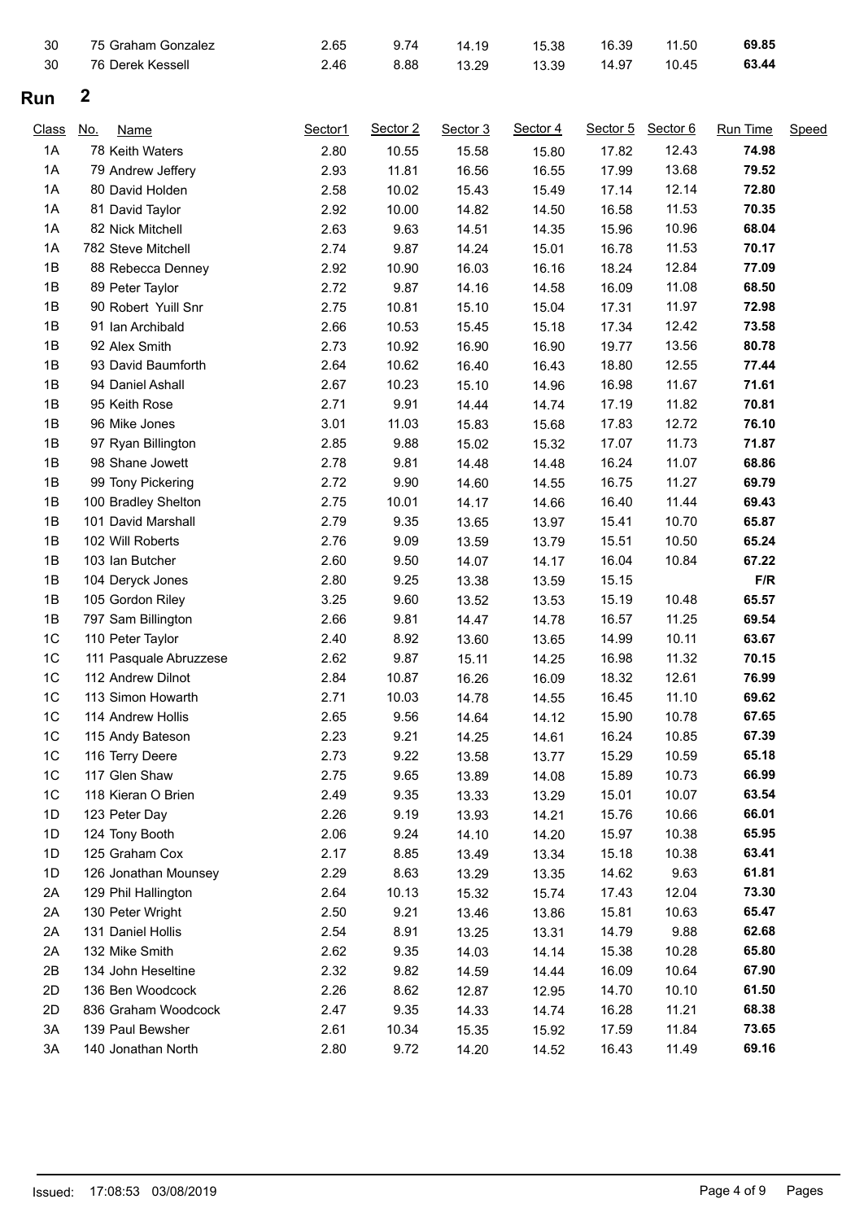| Class | No. Name | Sector1 | Sector 2 | Sector 3 | Sector 4 | Sector 5 | Sector 6 | Run Time | Speed |
|---|---|---|---|---|---|---|---|---|---|
| 30 | 75 Graham Gonzalez | 2.65 | 9.74 | 14.19 | 15.38 | 16.39 | 11.50 | **69.85** | |
| 30 | 76 Derek Kessell | 2.46 | 8.88 | 13.29 | 13.39 | 14.97 | 10.45 | **63.44** | |

## Run 2

| Class | No. Name | Sector1 | Sector 2 | Sector 3 | Sector 4 | Sector 5 | Sector 6 | Run Time | Speed |
|---|---|---|---|---|---|---|---|---|---|
| 1A | 78 Keith Waters | 2.80 | 10.55 | 15.58 | 15.80 | 17.82 | 12.43 | **74.98** | |
| 1A | 79 Andrew Jeffery | 2.93 | 11.81 | 16.56 | 16.55 | 17.99 | 13.68 | **79.52** | |
| 1A | 80 David Holden | 2.58 | 10.02 | 15.43 | 15.49 | 17.14 | 12.14 | **72.80** | |
| 1A | 81 David Taylor | 2.92 | 10.00 | 14.82 | 14.50 | 16.58 | 11.53 | **70.35** | |
| 1A | 82 Nick Mitchell | 2.63 | 9.63 | 14.51 | 14.35 | 15.96 | 10.96 | **68.04** | |
| 1A | 782 Steve Mitchell | 2.74 | 9.87 | 14.24 | 15.01 | 16.78 | 11.53 | **70.17** | |
| 1B | 88 Rebecca Denney | 2.92 | 10.90 | 16.03 | 16.16 | 18.24 | 12.84 | **77.09** | |
| 1B | 89 Peter Taylor | 2.72 | 9.87 | 14.16 | 14.58 | 16.09 | 11.08 | **68.50** | |
| 1B | 90 Robert Yuill Snr | 2.75 | 10.81 | 15.10 | 15.04 | 17.31 | 11.97 | **72.98** | |
| 1B | 91 Ian Archibald | 2.66 | 10.53 | 15.45 | 15.18 | 17.34 | 12.42 | **73.58** | |
| 1B | 92 Alex Smith | 2.73 | 10.92 | 16.90 | 16.90 | 19.77 | 13.56 | **80.78** | |
| 1B | 93 David Baumforth | 2.64 | 10.62 | 16.40 | 16.43 | 18.80 | 12.55 | **77.44** | |
| 1B | 94 Daniel Ashall | 2.67 | 10.23 | 15.10 | 14.96 | 16.98 | 11.67 | **71.61** | |
| 1B | 95 Keith Rose | 2.71 | 9.91 | 14.44 | 14.74 | 17.19 | 11.82 | **70.81** | |
| 1B | 96 Mike Jones | 3.01 | 11.03 | 15.83 | 15.68 | 17.83 | 12.72 | **76.10** | |
| 1B | 97 Ryan Billington | 2.85 | 9.88 | 15.02 | 15.32 | 17.07 | 11.73 | **71.87** | |
| 1B | 98 Shane Jowett | 2.78 | 9.81 | 14.48 | 14.48 | 16.24 | 11.07 | **68.86** | |
| 1B | 99 Tony Pickering | 2.72 | 9.90 | 14.60 | 14.55 | 16.75 | 11.27 | **69.79** | |
| 1B | 100 Bradley Shelton | 2.75 | 10.01 | 14.17 | 14.66 | 16.40 | 11.44 | **69.43** | |
| 1B | 101 David Marshall | 2.79 | 9.35 | 13.65 | 13.97 | 15.41 | 10.70 | **65.87** | |
| 1B | 102 Will Roberts | 2.76 | 9.09 | 13.59 | 13.79 | 15.51 | 10.50 | **65.24** | |
| 1B | 103 Ian Butcher | 2.60 | 9.50 | 14.07 | 14.17 | 16.04 | 10.84 | **67.22** | |
| 1B | 104 Deryck Jones | 2.80 | 9.25 | 13.38 | 13.59 | 15.15 | | **F/R** | |
| 1B | 105 Gordon Riley | 3.25 | 9.60 | 13.52 | 13.53 | 15.19 | 10.48 | **65.57** | |
| 1B | 797 Sam Billington | 2.66 | 9.81 | 14.47 | 14.78 | 16.57 | 11.25 | **69.54** | |
| 1C | 110 Peter Taylor | 2.40 | 8.92 | 13.60 | 13.65 | 14.99 | 10.11 | **63.67** | |
| 1C | 111 Pasquale Abruzzese | 2.62 | 9.87 | 15.11 | 14.25 | 16.98 | 11.32 | **70.15** | |
| 1C | 112 Andrew Dilnot | 2.84 | 10.87 | 16.26 | 16.09 | 18.32 | 12.61 | **76.99** | |
| 1C | 113 Simon Howarth | 2.71 | 10.03 | 14.78 | 14.55 | 16.45 | 11.10 | **69.62** | |
| 1C | 114 Andrew Hollis | 2.65 | 9.56 | 14.64 | 14.12 | 15.90 | 10.78 | **67.65** | |
| 1C | 115 Andy Bateson | 2.23 | 9.21 | 14.25 | 14.61 | 16.24 | 10.85 | **67.39** | |
| 1C | 116 Terry Deere | 2.73 | 9.22 | 13.58 | 13.77 | 15.29 | 10.59 | **65.18** | |
| 1C | 117 Glen Shaw | 2.75 | 9.65 | 13.89 | 14.08 | 15.89 | 10.73 | **66.99** | |
| 1C | 118 Kieran O Brien | 2.49 | 9.35 | 13.33 | 13.29 | 15.01 | 10.07 | **63.54** | |
| 1D | 123 Peter Day | 2.26 | 9.19 | 13.93 | 14.21 | 15.76 | 10.66 | **66.01** | |
| 1D | 124 Tony Booth | 2.06 | 9.24 | 14.10 | 14.20 | 15.97 | 10.38 | **65.95** | |
| 1D | 125 Graham Cox | 2.17 | 8.85 | 13.49 | 13.34 | 15.18 | 10.38 | **63.41** | |
| 1D | 126 Jonathan Mounsey | 2.29 | 8.63 | 13.29 | 13.35 | 14.62 | 9.63 | **61.81** | |
| 2A | 129 Phil Hallington | 2.64 | 10.13 | 15.32 | 15.74 | 17.43 | 12.04 | **73.30** | |
| 2A | 130 Peter Wright | 2.50 | 9.21 | 13.46 | 13.86 | 15.81 | 10.63 | **65.47** | |
| 2A | 131 Daniel Hollis | 2.54 | 8.91 | 13.25 | 13.31 | 14.79 | 9.88 | **62.68** | |
| 2A | 132 Mike Smith | 2.62 | 9.35 | 14.03 | 14.14 | 15.38 | 10.28 | **65.80** | |
| 2B | 134 John Heseltine | 2.32 | 9.82 | 14.59 | 14.44 | 16.09 | 10.64 | **67.90** | |
| 2D | 136 Ben Woodcock | 2.26 | 8.62 | 12.87 | 12.95 | 14.70 | 10.10 | **61.50** | |
| 2D | 836 Graham Woodcock | 2.47 | 9.35 | 14.33 | 14.74 | 16.28 | 11.21 | **68.38** | |
| 3A | 139 Paul Bewsher | 2.61 | 10.34 | 15.35 | 15.92 | 17.59 | 11.84 | **73.65** | |
| 3A | 140 Jonathan North | 2.80 | 9.72 | 14.20 | 14.52 | 16.43 | 11.49 | **69.16** | |

Issued: 17:08:53 03/08/2019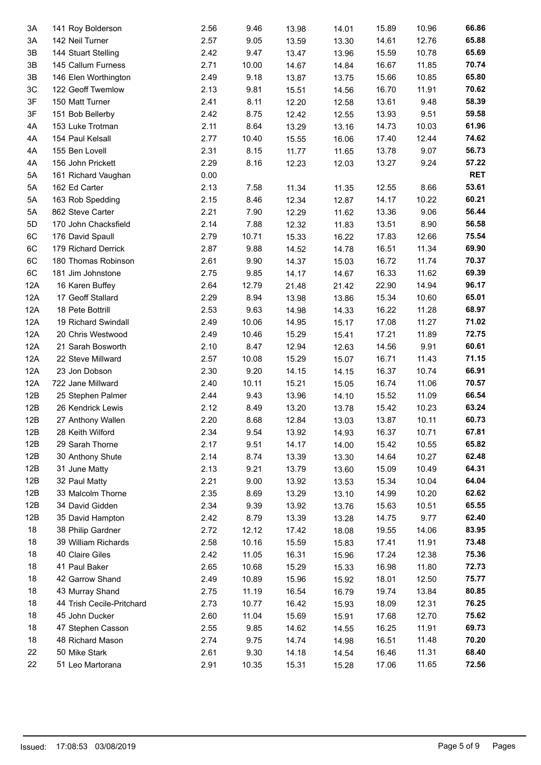| | | | | | | | | |
|---|---|---|---|---|---|---|---|---|
| 3A | 141 Roy Bolderson | 2.56 | 9.46 | 13.98 | 14.01 | 15.89 | 10.96 | **66.86** |
| 3A | 142 Neil Turner | 2.57 | 9.05 | 13.59 | 13.30 | 14.61 | 12.76 | **65.88** |
| 3B | 144 Stuart Stelling | 2.42 | 9.47 | 13.47 | 13.96 | 15.59 | 10.78 | **65.69** |
| 3B | 145 Callum Furness | 2.71 | 10.00 | 14.67 | 14.84 | 16.67 | 11.85 | **70.74** |
| 3B | 146 Elen Worthington | 2.49 | 9.18 | 13.87 | 13.75 | 15.66 | 10.85 | **65.80** |
| 3C | 122 Geoff Twemlow | 2.13 | 9.81 | 15.51 | 14.56 | 16.70 | 11.91 | **70.62** |
| 3F | 150 Matt Turner | 2.41 | 8.11 | 12.20 | 12.58 | 13.61 | 9.48 | **58.39** |
| 3F | 151 Bob Bellerby | 2.42 | 8.75 | 12.42 | 12.55 | 13.93 | 9.51 | **59.58** |
| 4A | 153 Luke Trotman | 2.11 | 8.64 | 13.29 | 13.16 | 14.73 | 10.03 | **61.96** |
| 4A | 154 Paul Kelsall | 2.77 | 10.40 | 15.55 | 16.06 | 17.40 | 12.44 | **74.62** |
| 4A | 155 Ben Lovell | 2.31 | 8.15 | 11.77 | 11.65 | 13.78 | 9.07 | **56.73** |
| 4A | 156 John Prickett | 2.29 | 8.16 | 12.23 | 12.03 | 13.27 | 9.24 | **57.22** |
| 5A | 161 Richard Vaughan | 0.00 | | | | | | **RET** |
| 5A | 162 Ed Carter | 2.13 | 7.58 | 11.34 | 11.35 | 12.55 | 8.66 | **53.61** |
| 5A | 163 Rob Spedding | 2.15 | 8.46 | 12.34 | 12.87 | 14.17 | 10.22 | **60.21** |
| 5A | 862 Steve Carter | 2.21 | 7.90 | 12.29 | 11.62 | 13.36 | 9.06 | **56.44** |
| 5D | 170 John Chacksfield | 2.14 | 7.88 | 12.32 | 11.83 | 13.51 | 8.90 | **56.58** |
| 6C | 176 David Spaull | 2.79 | 10.71 | 15.33 | 16.22 | 17.83 | 12.66 | **75.54** |
| 6C | 179 Richard Derrick | 2.87 | 9.88 | 14.52 | 14.78 | 16.51 | 11.34 | **69.90** |
| 6C | 180 Thomas Robinson | 2.61 | 9.90 | 14.37 | 15.03 | 16.72 | 11.74 | **70.37** |
| 6C | 181 Jim Johnstone | 2.75 | 9.85 | 14.17 | 14.67 | 16.33 | 11.62 | **69.39** |
| 12A | 16 Karen Buffey | 2.64 | 12.79 | 21.48 | 21.42 | 22.90 | 14.94 | **96.17** |
| 12A | 17 Geoff Stallard | 2.29 | 8.94 | 13.98 | 13.86 | 15.34 | 10.60 | **65.01** |
| 12A | 18 Pete Bottrill | 2.53 | 9.63 | 14.98 | 14.33 | 16.22 | 11.28 | **68.97** |
| 12A | 19 Richard Swindall | 2.49 | 10.06 | 14.95 | 15.17 | 17.08 | 11.27 | **71.02** |
| 12A | 20 Chris Westwood | 2.49 | 10.46 | 15.29 | 15.41 | 17.21 | 11.89 | **72.75** |
| 12A | 21 Sarah Bosworth | 2.10 | 8.47 | 12.94 | 12.63 | 14.56 | 9.91 | **60.61** |
| 12A | 22 Steve Millward | 2.57 | 10.08 | 15.29 | 15.07 | 16.71 | 11.43 | **71.15** |
| 12A | 23 Jon Dobson | 2.30 | 9.20 | 14.15 | 14.15 | 16.37 | 10.74 | **66.91** |
| 12A | 722 Jane Millward | 2.40 | 10.11 | 15.21 | 15.05 | 16.74 | 11.06 | **70.57** |
| 12B | 25 Stephen Palmer | 2.44 | 9.43 | 13.96 | 14.10 | 15.52 | 11.09 | **66.54** |
| 12B | 26 Kendrick Lewis | 2.12 | 8.49 | 13.20 | 13.78 | 15.42 | 10.23 | **63.24** |
| 12B | 27 Anthony Wallen | 2.20 | 8.68 | 12.84 | 13.03 | 13.87 | 10.11 | **60.73** |
| 12B | 28 Keith Wilford | 2.34 | 9.54 | 13.92 | 14.93 | 16.37 | 10.71 | **67.81** |
| 12B | 29 Sarah Thorne | 2.17 | 9.51 | 14.17 | 14.00 | 15.42 | 10.55 | **65.82** |
| 12B | 30 Anthony Shute | 2.14 | 8.74 | 13.39 | 13.30 | 14.64 | 10.27 | **62.48** |
| 12B | 31 June Matty | 2.13 | 9.21 | 13.79 | 13.60 | 15.09 | 10.49 | **64.31** |
| 12B | 32 Paul Matty | 2.21 | 9.00 | 13.92 | 13.53 | 15.34 | 10.04 | **64.04** |
| 12B | 33 Malcolm Thorne | 2.35 | 8.69 | 13.29 | 13.10 | 14.99 | 10.20 | **62.62** |
| 12B | 34 David Gidden | 2.34 | 9.39 | 13.92 | 13.76 | 15.63 | 10.51 | **65.55** |
| 12B | 35 David Hampton | 2.42 | 8.79 | 13.39 | 13.28 | 14.75 | 9.77 | **62.40** |
| 18 | 38 Philip Gardner | 2.72 | 12.12 | 17.42 | 18.08 | 19.55 | 14.06 | **83.95** |
| 18 | 39 William Richards | 2.58 | 10.16 | 15.59 | 15.83 | 17.41 | 11.91 | **73.48** |
| 18 | 40 Claire Giles | 2.42 | 11.05 | 16.31 | 15.96 | 17.24 | 12.38 | **75.36** |
| 18 | 41 Paul Baker | 2.65 | 10.68 | 15.29 | 15.33 | 16.98 | 11.80 | **72.73** |
| 18 | 42 Garrow Shand | 2.49 | 10.89 | 15.96 | 15.92 | 18.01 | 12.50 | **75.77** |
| 18 | 43 Murray Shand | 2.75 | 11.19 | 16.54 | 16.79 | 19.74 | 13.84 | **80.85** |
| 18 | 44 Trish Cecile-Pritchard | 2.73 | 10.77 | 16.42 | 15.93 | 18.09 | 12.31 | **76.25** |
| 18 | 45 John Ducker | 2.60 | 11.04 | 15.69 | 15.91 | 17.68 | 12.70 | **75.62** |
| 18 | 47 Stephen Casson | 2.55 | 9.85 | 14.62 | 14.55 | 16.25 | 11.91 | **69.73** |
| 18 | 48 Richard Mason | 2.74 | 9.75 | 14.74 | 14.98 | 16.51 | 11.48 | **70.20** |
| 22 | 50 Mike Stark | 2.61 | 9.30 | 14.18 | 14.54 | 16.46 | 11.31 | **68.40** |
| 22 | 51 Leo Martorana | 2.91 | 10.35 | 15.31 | 15.28 | 17.06 | 11.65 | **72.56** |

Issued: 17:08:53 03/08/2019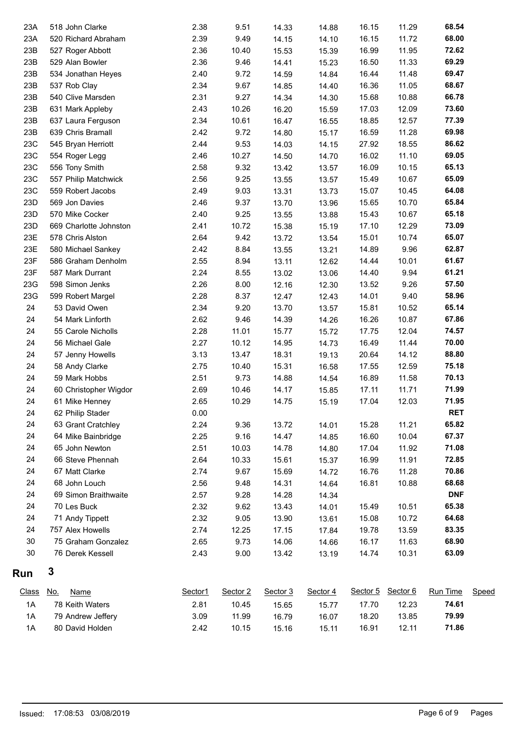| Class | No. | Name | Sector1 | Sector 2 | Sector 3 | Sector 4 | Sector 5 | Sector 6 | Run Time | Speed |
|---|---|---|---|---|---|---|---|---|---|---|
| 23A | 518 | John Clarke | 2.38 | 9.51 | 14.33 | 14.88 | 16.15 | 11.29 | **68.54** | |
| 23A | 520 | Richard Abraham | 2.39 | 9.49 | 14.15 | 14.10 | 16.15 | 11.72 | **68.00** | |
| 23B | 527 | Roger Abbott | 2.36 | 10.40 | 15.53 | 15.39 | 16.99 | 11.95 | **72.62** | |
| 23B | 529 | Alan Bowler | 2.36 | 9.46 | 14.41 | 15.23 | 16.50 | 11.33 | **69.29** | |
| 23B | 534 | Jonathan Heyes | 2.40 | 9.72 | 14.59 | 14.84 | 16.44 | 11.48 | **69.47** | |
| 23B | 537 | Rob Clay | 2.34 | 9.67 | 14.85 | 14.40 | 16.36 | 11.05 | **68.67** | |
| 23B | 540 | Clive Marsden | 2.31 | 9.27 | 14.34 | 14.30 | 15.68 | 10.88 | **66.78** | |
| 23B | 631 | Mark Appleby | 2.43 | 10.26 | 16.20 | 15.59 | 17.03 | 12.09 | **73.60** | |
| 23B | 637 | Laura Ferguson | 2.34 | 10.61 | 16.47 | 16.55 | 18.85 | 12.57 | **77.39** | |
| 23B | 639 | Chris Bramall | 2.42 | 9.72 | 14.80 | 15.17 | 16.59 | 11.28 | **69.98** | |
| 23C | 545 | Bryan Herriott | 2.44 | 9.53 | 14.03 | 14.15 | 27.92 | 18.55 | **86.62** | |
| 23C | 554 | Roger Legg | 2.46 | 10.27 | 14.50 | 14.70 | 16.02 | 11.10 | **69.05** | |
| 23C | 556 | Tony Smith | 2.58 | 9.32 | 13.42 | 13.57 | 16.09 | 10.15 | **65.13** | |
| 23C | 557 | Philip Matchwick | 2.56 | 9.25 | 13.55 | 13.57 | 15.49 | 10.67 | **65.09** | |
| 23C | 559 | Robert Jacobs | 2.49 | 9.03 | 13.31 | 13.73 | 15.07 | 10.45 | **64.08** | |
| 23D | 569 | Jon Davies | 2.46 | 9.37 | 13.70 | 13.96 | 15.65 | 10.70 | **65.84** | |
| 23D | 570 | Mike Cocker | 2.40 | 9.25 | 13.55 | 13.88 | 15.43 | 10.67 | **65.18** | |
| 23D | 669 | Charlotte Johnston | 2.41 | 10.72 | 15.38 | 15.19 | 17.10 | 12.29 | **73.09** | |
| 23E | 578 | Chris Alston | 2.64 | 9.42 | 13.72 | 13.54 | 15.01 | 10.74 | **65.07** | |
| 23E | 580 | Michael Sankey | 2.42 | 8.84 | 13.55 | 13.21 | 14.89 | 9.96 | **62.87** | |
| 23F | 586 | Graham Denholm | 2.55 | 8.94 | 13.11 | 12.62 | 14.44 | 10.01 | **61.67** | |
| 23F | 587 | Mark Durrant | 2.24 | 8.55 | 13.02 | 13.06 | 14.40 | 9.94 | **61.21** | |
| 23G | 598 | Simon Jenks | 2.26 | 8.00 | 12.16 | 12.30 | 13.52 | 9.26 | **57.50** | |
| 23G | 599 | Robert Margel | 2.28 | 8.37 | 12.47 | 12.43 | 14.01 | 9.40 | **58.96** | |
| 24 | 53 | David Owen | 2.34 | 9.20 | 13.70 | 13.57 | 15.81 | 10.52 | **65.14** | |
| 24 | 54 | Mark Linforth | 2.62 | 9.46 | 14.39 | 14.26 | 16.26 | 10.87 | **67.86** | |
| 24 | 55 | Carole Nicholls | 2.28 | 11.01 | 15.77 | 15.72 | 17.75 | 12.04 | **74.57** | |
| 24 | 56 | Michael Gale | 2.27 | 10.12 | 14.95 | 14.73 | 16.49 | 11.44 | **70.00** | |
| 24 | 57 | Jenny Howells | 3.13 | 13.47 | 18.31 | 19.13 | 20.64 | 14.12 | **88.80** | |
| 24 | 58 | Andy Clarke | 2.75 | 10.40 | 15.31 | 16.58 | 17.55 | 12.59 | **75.18** | |
| 24 | 59 | Mark Hobbs | 2.51 | 9.73 | 14.88 | 14.54 | 16.89 | 11.58 | **70.13** | |
| 24 | 60 | Christopher Wigdor | 2.69 | 10.46 | 14.17 | 15.85 | 17.11 | 11.71 | **71.99** | |
| 24 | 61 | Mike Henney | 2.65 | 10.29 | 14.75 | 15.19 | 17.04 | 12.03 | **71.95** | |
| 24 | 62 | Philip Stader | 0.00 | | | | | | **RET** | |
| 24 | 63 | Grant Cratchley | 2.24 | 9.36 | 13.72 | 14.01 | 15.28 | 11.21 | **65.82** | |
| 24 | 64 | Mike Bainbridge | 2.25 | 9.16 | 14.47 | 14.85 | 16.60 | 10.04 | **67.37** | |
| 24 | 65 | John Newton | 2.51 | 10.03 | 14.78 | 14.80 | 17.04 | 11.92 | **71.08** | |
| 24 | 66 | Steve Phennah | 2.64 | 10.33 | 15.61 | 15.37 | 16.99 | 11.91 | **72.85** | |
| 24 | 67 | Matt Clarke | 2.74 | 9.67 | 15.69 | 14.72 | 16.76 | 11.28 | **70.86** | |
| 24 | 68 | John Louch | 2.56 | 9.48 | 14.31 | 14.64 | 16.81 | 10.88 | **68.68** | |
| 24 | 69 | Simon Braithwaite | 2.57 | 9.28 | 14.28 | 14.34 | | | **DNF** | |
| 24 | 70 | Les Buck | 2.32 | 9.62 | 13.43 | 14.01 | 15.49 | 10.51 | **65.38** | |
| 24 | 71 | Andy Tippett | 2.32 | 9.05 | 13.90 | 13.61 | 15.08 | 10.72 | **64.68** | |
| 24 | 757 | Alex Howells | 2.74 | 12.25 | 17.15 | 17.84 | 19.78 | 13.59 | **83.35** | |
| 30 | 75 | Graham Gonzalez | 2.65 | 9.73 | 14.06 | 14.66 | 16.17 | 11.63 | **68.90** | |
| 30 | 76 | Derek Kessell | 2.43 | 9.00 | 13.42 | 13.19 | 14.74 | 10.31 | **63.09** | |

## Run 3

| Class | No. | Name | Sector1 | Sector 2 | Sector 3 | Sector 4 | Sector 5 | Sector 6 | Run Time | Speed |
|---|---|---|---|---|---|---|---|---|---|---|
| 1A | 78 | Keith Waters | 2.81 | 10.45 | 15.65 | 15.77 | 17.70 | 12.23 | **74.61** | |
| 1A | 79 | Andrew Jeffery | 3.09 | 11.99 | 16.79 | 16.07 | 18.20 | 13.85 | **79.99** | |
| 1A | 80 | David Holden | 2.42 | 10.15 | 15.16 | 15.11 | 16.91 | 12.11 | **71.86** | |

Issued: 17:08:53 03/08/2019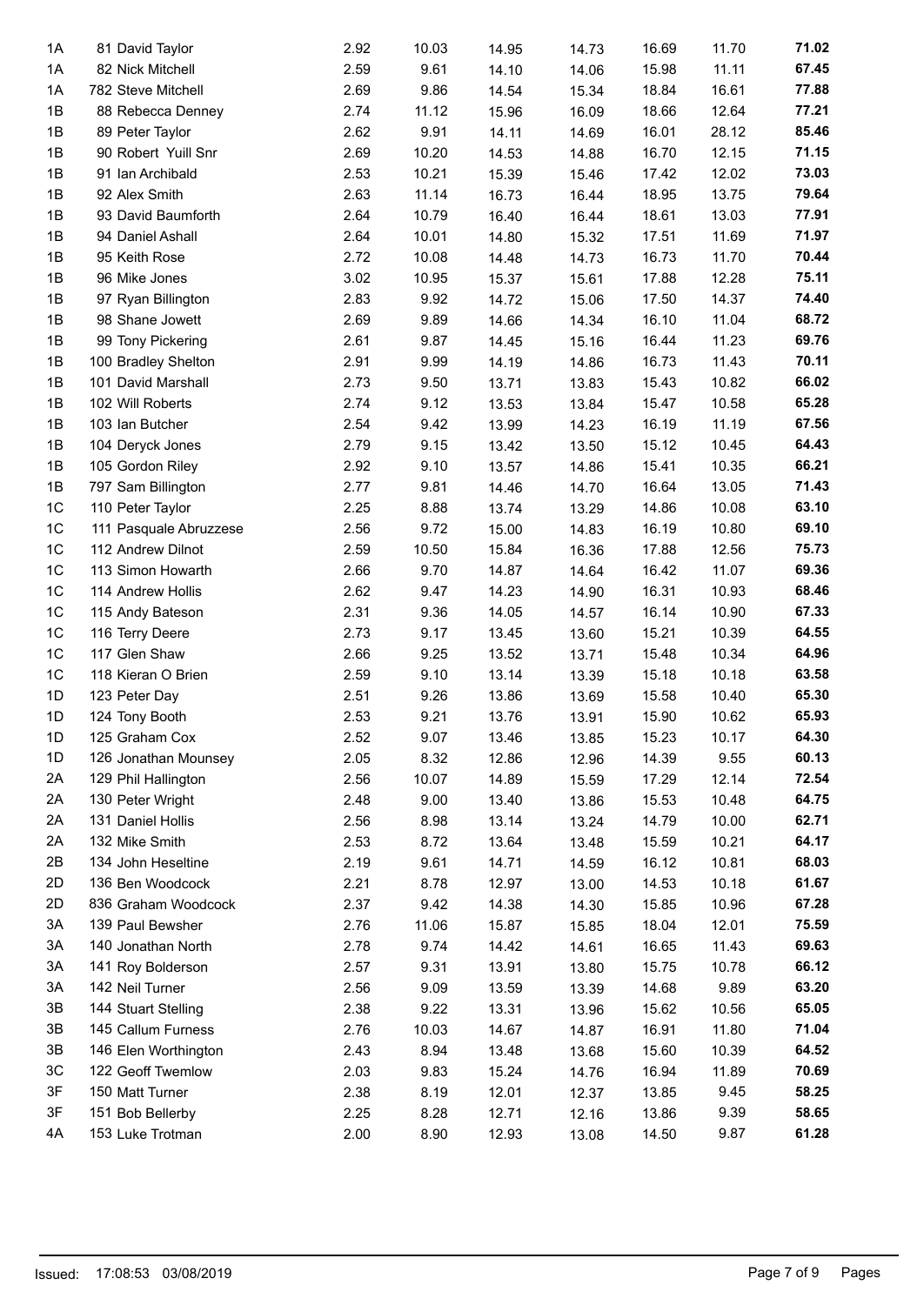| | | | | | | | | |
|---|---|---|---|---|---|---|---|---|
| 1A | 81 David Taylor | 2.92 | 10.03 | 14.95 | 14.73 | 16.69 | 11.70 | **71.02** |
| 1A | 82 Nick Mitchell | 2.59 | 9.61 | 14.10 | 14.06 | 15.98 | 11.11 | **67.45** |
| 1A | 782 Steve Mitchell | 2.69 | 9.86 | 14.54 | 15.34 | 18.84 | 16.61 | **77.88** |
| 1B | 88 Rebecca Denney | 2.74 | 11.12 | 15.96 | 16.09 | 18.66 | 12.64 | **77.21** |
| 1B | 89 Peter Taylor | 2.62 | 9.91 | 14.11 | 14.69 | 16.01 | 28.12 | **85.46** |
| 1B | 90 Robert Yuill Snr | 2.69 | 10.20 | 14.53 | 14.88 | 16.70 | 12.15 | **71.15** |
| 1B | 91 Ian Archibald | 2.53 | 10.21 | 15.39 | 15.46 | 17.42 | 12.02 | **73.03** |
| 1B | 92 Alex Smith | 2.63 | 11.14 | 16.73 | 16.44 | 18.95 | 13.75 | **79.64** |
| 1B | 93 David Baumforth | 2.64 | 10.79 | 16.40 | 16.44 | 18.61 | 13.03 | **77.91** |
| 1B | 94 Daniel Ashall | 2.64 | 10.01 | 14.80 | 15.32 | 17.51 | 11.69 | **71.97** |
| 1B | 95 Keith Rose | 2.72 | 10.08 | 14.48 | 14.73 | 16.73 | 11.70 | **70.44** |
| 1B | 96 Mike Jones | 3.02 | 10.95 | 15.37 | 15.61 | 17.88 | 12.28 | **75.11** |
| 1B | 97 Ryan Billington | 2.83 | 9.92 | 14.72 | 15.06 | 17.50 | 14.37 | **74.40** |
| 1B | 98 Shane Jowett | 2.69 | 9.89 | 14.66 | 14.34 | 16.10 | 11.04 | **68.72** |
| 1B | 99 Tony Pickering | 2.61 | 9.87 | 14.45 | 15.16 | 16.44 | 11.23 | **69.76** |
| 1B | 100 Bradley Shelton | 2.91 | 9.99 | 14.19 | 14.86 | 16.73 | 11.43 | **70.11** |
| 1B | 101 David Marshall | 2.73 | 9.50 | 13.71 | 13.83 | 15.43 | 10.82 | **66.02** |
| 1B | 102 Will Roberts | 2.74 | 9.12 | 13.53 | 13.84 | 15.47 | 10.58 | **65.28** |
| 1B | 103 Ian Butcher | 2.54 | 9.42 | 13.99 | 14.23 | 16.19 | 11.19 | **67.56** |
| 1B | 104 Deryck Jones | 2.79 | 9.15 | 13.42 | 13.50 | 15.12 | 10.45 | **64.43** |
| 1B | 105 Gordon Riley | 2.92 | 9.10 | 13.57 | 14.86 | 15.41 | 10.35 | **66.21** |
| 1B | 797 Sam Billington | 2.77 | 9.81 | 14.46 | 14.70 | 16.64 | 13.05 | **71.43** |
| 1C | 110 Peter Taylor | 2.25 | 8.88 | 13.74 | 13.29 | 14.86 | 10.08 | **63.10** |
| 1C | 111 Pasquale Abruzzese | 2.56 | 9.72 | 15.00 | 14.83 | 16.19 | 10.80 | **69.10** |
| 1C | 112 Andrew Dilnot | 2.59 | 10.50 | 15.84 | 16.36 | 17.88 | 12.56 | **75.73** |
| 1C | 113 Simon Howarth | 2.66 | 9.70 | 14.87 | 14.64 | 16.42 | 11.07 | **69.36** |
| 1C | 114 Andrew Hollis | 2.62 | 9.47 | 14.23 | 14.90 | 16.31 | 10.93 | **68.46** |
| 1C | 115 Andy Bateson | 2.31 | 9.36 | 14.05 | 14.57 | 16.14 | 10.90 | **67.33** |
| 1C | 116 Terry Deere | 2.73 | 9.17 | 13.45 | 13.60 | 15.21 | 10.39 | **64.55** |
| 1C | 117 Glen Shaw | 2.66 | 9.25 | 13.52 | 13.71 | 15.48 | 10.34 | **64.96** |
| 1C | 118 Kieran O Brien | 2.59 | 9.10 | 13.14 | 13.39 | 15.18 | 10.18 | **63.58** |
| 1D | 123 Peter Day | 2.51 | 9.26 | 13.86 | 13.69 | 15.58 | 10.40 | **65.30** |
| 1D | 124 Tony Booth | 2.53 | 9.21 | 13.76 | 13.91 | 15.90 | 10.62 | **65.93** |
| 1D | 125 Graham Cox | 2.52 | 9.07 | 13.46 | 13.85 | 15.23 | 10.17 | **64.30** |
| 1D | 126 Jonathan Mounsey | 2.05 | 8.32 | 12.86 | 12.96 | 14.39 | 9.55 | **60.13** |
| 2A | 129 Phil Hallington | 2.56 | 10.07 | 14.89 | 15.59 | 17.29 | 12.14 | **72.54** |
| 2A | 130 Peter Wright | 2.48 | 9.00 | 13.40 | 13.86 | 15.53 | 10.48 | **64.75** |
| 2A | 131 Daniel Hollis | 2.56 | 8.98 | 13.14 | 13.24 | 14.79 | 10.00 | **62.71** |
| 2A | 132 Mike Smith | 2.53 | 8.72 | 13.64 | 13.48 | 15.59 | 10.21 | **64.17** |
| 2B | 134 John Heseltine | 2.19 | 9.61 | 14.71 | 14.59 | 16.12 | 10.81 | **68.03** |
| 2D | 136 Ben Woodcock | 2.21 | 8.78 | 12.97 | 13.00 | 14.53 | 10.18 | **61.67** |
| 2D | 836 Graham Woodcock | 2.37 | 9.42 | 14.38 | 14.30 | 15.85 | 10.96 | **67.28** |
| 3A | 139 Paul Bewsher | 2.76 | 11.06 | 15.87 | 15.85 | 18.04 | 12.01 | **75.59** |
| 3A | 140 Jonathan North | 2.78 | 9.74 | 14.42 | 14.61 | 16.65 | 11.43 | **69.63** |
| 3A | 141 Roy Bolderson | 2.57 | 9.31 | 13.91 | 13.80 | 15.75 | 10.78 | **66.12** |
| 3A | 142 Neil Turner | 2.56 | 9.09 | 13.59 | 13.39 | 14.68 | 9.89 | **63.20** |
| 3B | 144 Stuart Stelling | 2.38 | 9.22 | 13.31 | 13.96 | 15.62 | 10.56 | **65.05** |
| 3B | 145 Callum Furness | 2.76 | 10.03 | 14.67 | 14.87 | 16.91 | 11.80 | **71.04** |
| 3B | 146 Elen Worthington | 2.43 | 8.94 | 13.48 | 13.68 | 15.60 | 10.39 | **64.52** |
| 3C | 122 Geoff Twemlow | 2.03 | 9.83 | 15.24 | 14.76 | 16.94 | 11.89 | **70.69** |
| 3F | 150 Matt Turner | 2.38 | 8.19 | 12.01 | 12.37 | 13.85 | 9.45 | **58.25** |
| 3F | 151 Bob Bellerby | 2.25 | 8.28 | 12.71 | 12.16 | 13.86 | 9.39 | **58.65** |
| 4A | 153 Luke Trotman | 2.00 | 8.90 | 12.93 | 13.08 | 14.50 | 9.87 | **61.28** |

Issued: 17:08:53 03/08/2019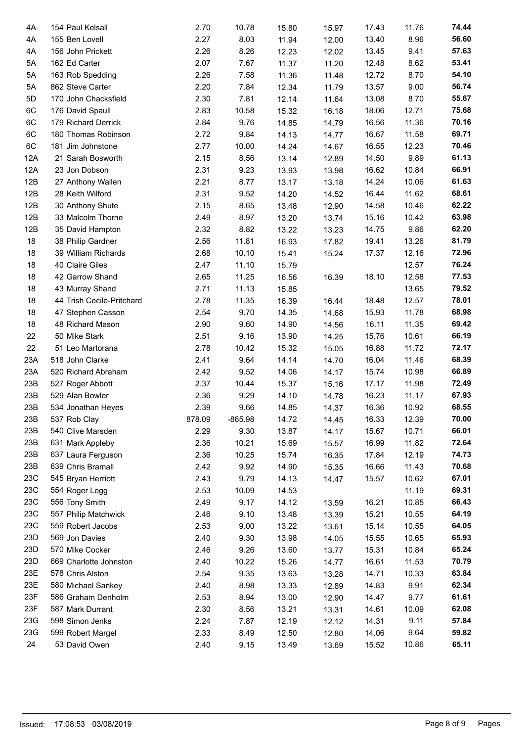| | | | | | | | | |
|---|---|---|---|---|---|---|---|---|
| 4A | 154 Paul Kelsall | 2.70 | 10.78 | 15.80 | 15.97 | 17.43 | 11.76 | **74.44** |
| 4A | 155 Ben Lovell | 2.27 | 8.03 | 11.94 | 12.00 | 13.40 | 8.96 | **56.60** |
| 4A | 156 John Prickett | 2.26 | 8.26 | 12.23 | 12.02 | 13.45 | 9.41 | **57.63** |
| 5A | 162 Ed Carter | 2.07 | 7.67 | 11.37 | 11.20 | 12.48 | 8.62 | **53.41** |
| 5A | 163 Rob Spedding | 2.26 | 7.58 | 11.36 | 11.48 | 12.72 | 8.70 | **54.10** |
| 5A | 862 Steve Carter | 2.20 | 7.84 | 12.34 | 11.79 | 13.57 | 9.00 | **56.74** |
| 5D | 170 John Chacksfield | 2.30 | 7.81 | 12.14 | 11.64 | 13.08 | 8.70 | **55.67** |
| 6C | 176 David Spaull | 2.83 | 10.58 | 15.32 | 16.18 | 18.06 | 12.71 | **75.68** |
| 6C | 179 Richard Derrick | 2.84 | 9.76 | 14.85 | 14.79 | 16.56 | 11.36 | **70.16** |
| 6C | 180 Thomas Robinson | 2.72 | 9.84 | 14.13 | 14.77 | 16.67 | 11.58 | **69.71** |
| 6C | 181 Jim Johnstone | 2.77 | 10.00 | 14.24 | 14.67 | 16.55 | 12.23 | **70.46** |
| 12A | 21 Sarah Bosworth | 2.15 | 8.56 | 13.14 | 12.89 | 14.50 | 9.89 | **61.13** |
| 12A | 23 Jon Dobson | 2.31 | 9.23 | 13.93 | 13.98 | 16.62 | 10.84 | **66.91** |
| 12B | 27 Anthony Wallen | 2.21 | 8.77 | 13.17 | 13.18 | 14.24 | 10.06 | **61.63** |
| 12B | 28 Keith Wilford | 2.31 | 9.52 | 14.20 | 14.52 | 16.44 | 11.62 | **68.61** |
| 12B | 30 Anthony Shute | 2.15 | 8.65 | 13.48 | 12.90 | 14.58 | 10.46 | **62.22** |
| 12B | 33 Malcolm Thorne | 2.49 | 8.97 | 13.20 | 13.74 | 15.16 | 10.42 | **63.98** |
| 12B | 35 David Hampton | 2.32 | 8.82 | 13.22 | 13.23 | 14.75 | 9.86 | **62.20** |
| 18 | 38 Philip Gardner | 2.56 | 11.81 | 16.93 | 17.82 | 19.41 | 13.26 | **81.79** |
| 18 | 39 William Richards | 2.68 | 10.10 | 15.41 | 15.24 | 17.37 | 12.16 | **72.96** |
| 18 | 40 Claire Giles | 2.47 | 11.10 | 15.79 | | | 12.57 | **76.24** |
| 18 | 42 Garrow Shand | 2.65 | 11.25 | 16.56 | 16.39 | 18.10 | 12.58 | **77.53** |
| 18 | 43 Murray Shand | 2.71 | 11.13 | 15.85 | | | 13.65 | **79.52** |
| 18 | 44 Trish Cecile-Pritchard | 2.78 | 11.35 | 16.39 | 16.44 | 18.48 | 12.57 | **78.01** |
| 18 | 47 Stephen Casson | 2.54 | 9.70 | 14.35 | 14.68 | 15.93 | 11.78 | **68.98** |
| 18 | 48 Richard Mason | 2.90 | 9.60 | 14.90 | 14.56 | 16.11 | 11.35 | **69.42** |
| 22 | 50 Mike Stark | 2.51 | 9.16 | 13.90 | 14.25 | 15.76 | 10.61 | **66.19** |
| 22 | 51 Leo Martorana | 2.78 | 10.42 | 15.32 | 15.05 | 16.88 | 11.72 | **72.17** |
| 23A | 518 John Clarke | 2.41 | 9.64 | 14.14 | 14.70 | 16.04 | 11.46 | **68.39** |
| 23A | 520 Richard Abraham | 2.42 | 9.52 | 14.06 | 14.17 | 15.74 | 10.98 | **66.89** |
| 23B | 527 Roger Abbott | 2.37 | 10.44 | 15.37 | 15.16 | 17.17 | 11.98 | **72.49** |
| 23B | 529 Alan Bowler | 2.36 | 9.29 | 14.10 | 14.78 | 16.23 | 11.17 | **67.93** |
| 23B | 534 Jonathan Heyes | 2.39 | 9.66 | 14.85 | 14.37 | 16.36 | 10.92 | **68.55** |
| 23B | 537 Rob Clay | 878.09 | -865.98 | 14.72 | 14.45 | 16.33 | 12.39 | **70.00** |
| 23B | 540 Clive Marsden | 2.29 | 9.30 | 13.87 | 14.17 | 15.67 | 10.71 | **66.01** |
| 23B | 631 Mark Appleby | 2.36 | 10.21 | 15.69 | 15.57 | 16.99 | 11.82 | **72.64** |
| 23B | 637 Laura Ferguson | 2.36 | 10.25 | 15.74 | 16.35 | 17.84 | 12.19 | **74.73** |
| 23B | 639 Chris Bramall | 2.42 | 9.92 | 14.90 | 15.35 | 16.66 | 11.43 | **70.68** |
| 23C | 545 Bryan Herriott | 2.43 | 9.79 | 14.13 | 14.47 | 15.57 | 10.62 | **67.01** |
| 23C | 554 Roger Legg | 2.53 | 10.09 | 14.53 | | | 11.19 | **69.31** |
| 23C | 556 Tony Smith | 2.49 | 9.17 | 14.12 | 13.59 | 16.21 | 10.85 | **66.43** |
| 23C | 557 Philip Matchwick | 2.46 | 9.10 | 13.48 | 13.39 | 15.21 | 10.55 | **64.19** |
| 23C | 559 Robert Jacobs | 2.53 | 9.00 | 13.22 | 13.61 | 15.14 | 10.55 | **64.05** |
| 23D | 569 Jon Davies | 2.40 | 9.30 | 13.98 | 14.05 | 15.55 | 10.65 | **65.93** |
| 23D | 570 Mike Cocker | 2.46 | 9.26 | 13.60 | 13.77 | 15.31 | 10.84 | **65.24** |
| 23D | 669 Charlotte Johnston | 2.40 | 10.22 | 15.26 | 14.77 | 16.61 | 11.53 | **70.79** |
| 23E | 578 Chris Alston | 2.54 | 9.35 | 13.63 | 13.28 | 14.71 | 10.33 | **63.84** |
| 23E | 580 Michael Sankey | 2.40 | 8.98 | 13.33 | 12.89 | 14.83 | 9.91 | **62.34** |
| 23F | 586 Graham Denholm | 2.53 | 8.94 | 13.00 | 12.90 | 14.47 | 9.77 | **61.61** |
| 23F | 587 Mark Durrant | 2.30 | 8.56 | 13.21 | 13.31 | 14.61 | 10.09 | **62.08** |
| 23G | 598 Simon Jenks | 2.24 | 7.87 | 12.19 | 12.12 | 14.31 | 9.11 | **57.84** |
| 23G | 599 Robert Margel | 2.33 | 8.49 | 12.50 | 12.80 | 14.06 | 9.64 | **59.82** |
| 24 | 53 David Owen | 2.40 | 9.15 | 13.49 | 13.69 | 15.52 | 10.86 | **65.11** |

Issued: 17:08:53 03/08/2019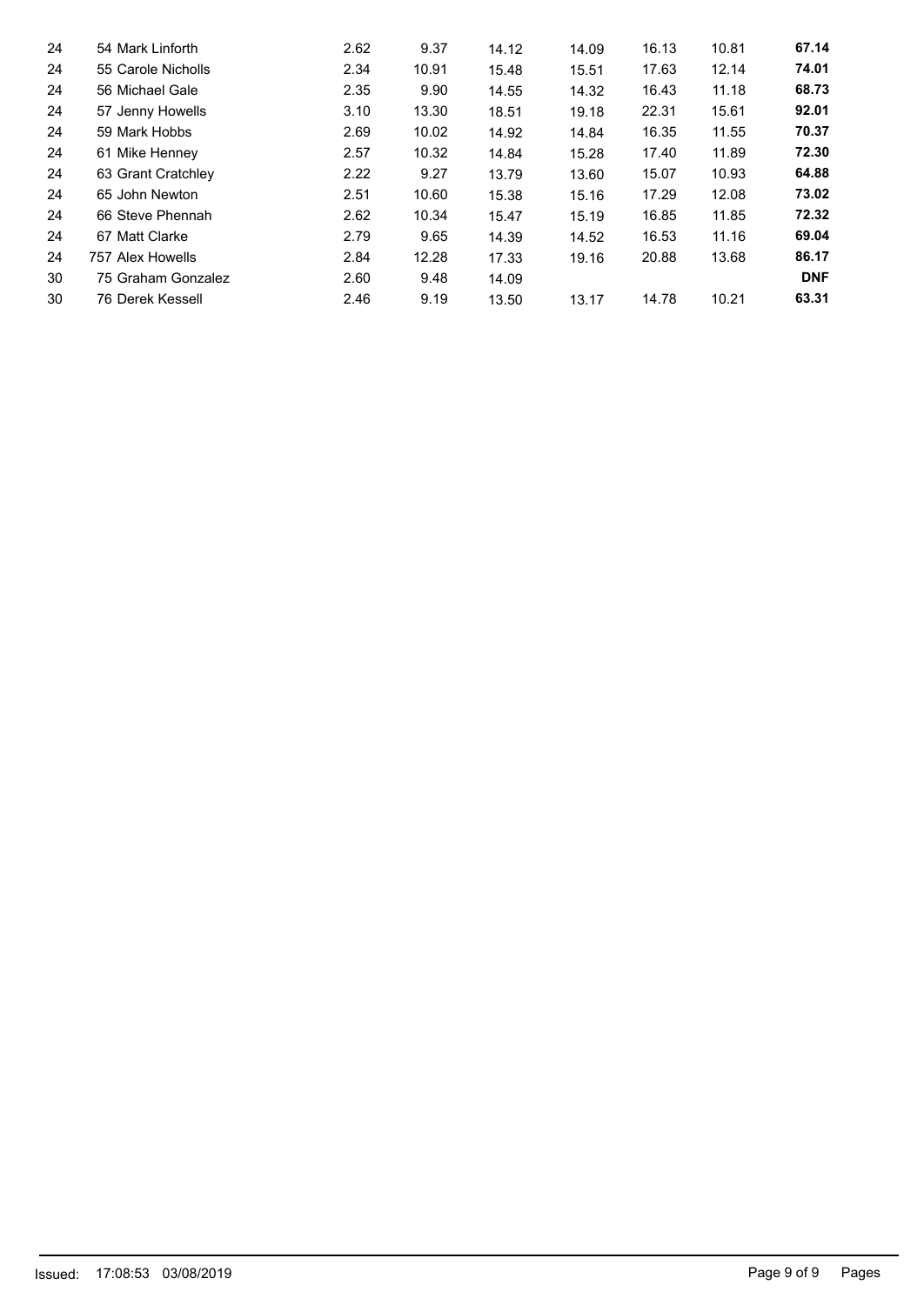| | | | | | | | | |
|---|---|---|---|---|---|---|---|---|
| 24 | 54 Mark Linforth | 2.62 | 9.37 | 14.12 | 14.09 | 16.13 | 10.81 | **67.14** |
| 24 | 55 Carole Nicholls | 2.34 | 10.91 | 15.48 | 15.51 | 17.63 | 12.14 | **74.01** |
| 24 | 56 Michael Gale | 2.35 | 9.90 | 14.55 | 14.32 | 16.43 | 11.18 | **68.73** |
| 24 | 57 Jenny Howells | 3.10 | 13.30 | 18.51 | 19.18 | 22.31 | 15.61 | **92.01** |
| 24 | 59 Mark Hobbs | 2.69 | 10.02 | 14.92 | 14.84 | 16.35 | 11.55 | **70.37** |
| 24 | 61 Mike Henney | 2.57 | 10.32 | 14.84 | 15.28 | 17.40 | 11.89 | **72.30** |
| 24 | 63 Grant Cratchley | 2.22 | 9.27 | 13.79 | 13.60 | 15.07 | 10.93 | **64.88** |
| 24 | 65 John Newton | 2.51 | 10.60 | 15.38 | 15.16 | 17.29 | 12.08 | **73.02** |
| 24 | 66 Steve Phennah | 2.62 | 10.34 | 15.47 | 15.19 | 16.85 | 11.85 | **72.32** |
| 24 | 67 Matt Clarke | 2.79 | 9.65 | 14.39 | 14.52 | 16.53 | 11.16 | **69.04** |
| 24 | 757 Alex Howells | 2.84 | 12.28 | 17.33 | 19.16 | 20.88 | 13.68 | **86.17** |
| 30 | 75 Graham Gonzalez | 2.60 | 9.48 | 14.09 | | | | **DNF** |
| 30 | 76 Derek Kessell | 2.46 | 9.19 | 13.50 | 13.17 | 14.78 | 10.21 | **63.31** |

Issued: 17:08:53 03/08/2019